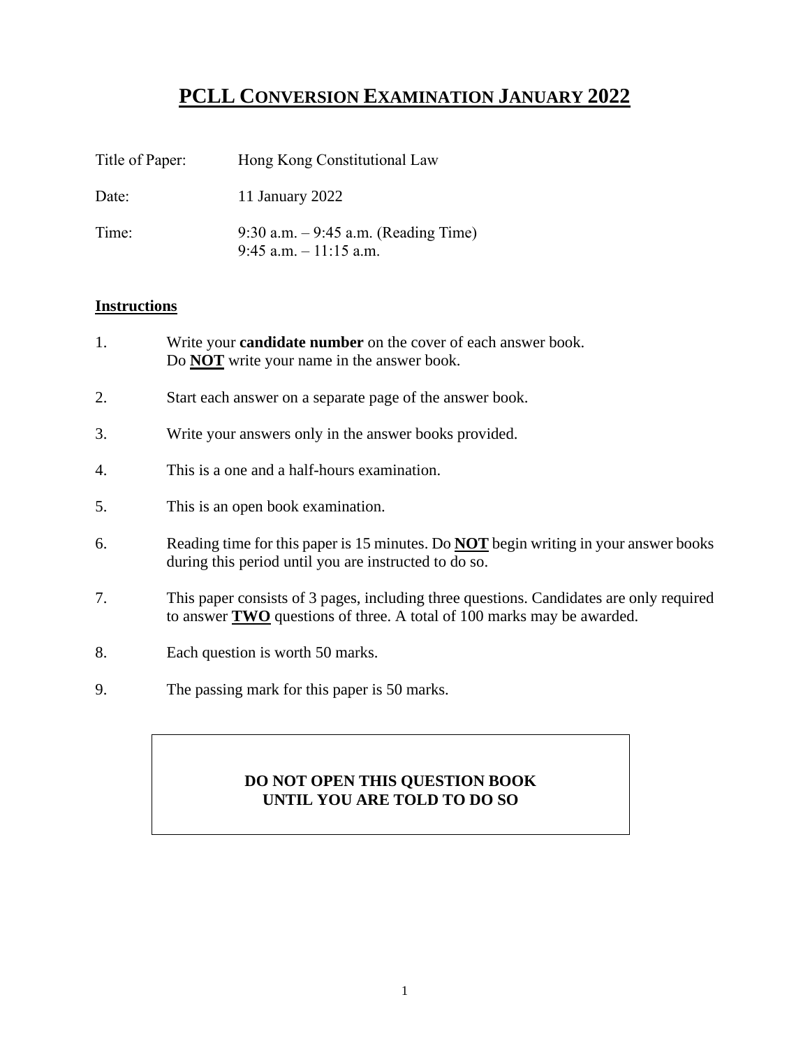# PCLL CONVERSION EXAMINATION JANUARY 2022

| | |
|---|---|
| Title of Paper: | Hong Kong Constitutional Law |
| Date: | 11 January 2022 |
| Time: | 9:30 a.m. – 9:45 a.m. (Reading Time)<br>9:45 a.m. – 11:15 a.m. |

**Instructions**

1. Write your **candidate number** on the cover of each answer book. Do **NOT** write your name in the answer book.
2. Start each answer on a separate page of the answer book.
3. Write your answers only in the answer books provided.
4. This is a one and a half-hours examination.
5. This is an open book examination.
6. Reading time for this paper is 15 minutes. Do **NOT** begin writing in your answer books during this period until you are instructed to do so.
7. This paper consists of 3 pages, including three questions. Candidates are only required to answer **TWO** questions of three. A total of 100 marks may be awarded.
8. Each question is worth 50 marks.
9. The passing mark for this paper is 50 marks.

**DO NOT OPEN THIS QUESTION BOOK UNTIL YOU ARE TOLD TO DO SO**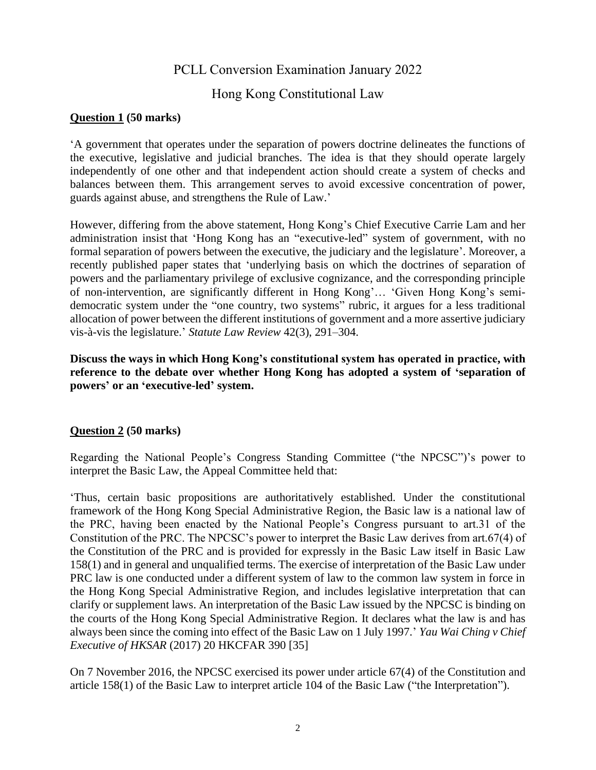# PCLL Conversion Examination January 2022

## Hong Kong Constitutional Law

**Question 1 (50 marks)**

'A government that operates under the separation of powers doctrine delineates the functions of the executive, legislative and judicial branches. The idea is that they should operate largely independently of one other and that independent action should create a system of checks and balances between them. This arrangement serves to avoid excessive concentration of power, guards against abuse, and strengthens the Rule of Law.'

However, differing from the above statement, Hong Kong's Chief Executive Carrie Lam and her administration insist that 'Hong Kong has an "executive-led" system of government, with no formal separation of powers between the executive, the judiciary and the legislature'. Moreover, a recently published paper states that 'underlying basis on which the doctrines of separation of powers and the parliamentary privilege of exclusive cognizance, and the corresponding principle of non-intervention, are significantly different in Hong Kong'… 'Given Hong Kong's semi-democratic system under the "one country, two systems" rubric, it argues for a less traditional allocation of power between the different institutions of government and a more assertive judiciary vis-à-vis the legislature.' *Statute Law Review* 42(3), 291–304.

**Discuss the ways in which Hong Kong's constitutional system has operated in practice, with reference to the debate over whether Hong Kong has adopted a system of 'separation of powers' or an 'executive-led' system.**

**Question 2 (50 marks)**

Regarding the National People's Congress Standing Committee ("the NPCSC")'s power to interpret the Basic Law, the Appeal Committee held that:

'Thus, certain basic propositions are authoritatively established. Under the constitutional framework of the Hong Kong Special Administrative Region, the Basic law is a national law of the PRC, having been enacted by the National People's Congress pursuant to art.31 of the Constitution of the PRC. The NPCSC's power to interpret the Basic Law derives from art.67(4) of the Constitution of the PRC and is provided for expressly in the Basic Law itself in Basic Law 158(1) and in general and unqualified terms. The exercise of interpretation of the Basic Law under PRC law is one conducted under a different system of law to the common law system in force in the Hong Kong Special Administrative Region, and includes legislative interpretation that can clarify or supplement laws. An interpretation of the Basic Law issued by the NPCSC is binding on the courts of the Hong Kong Special Administrative Region. It declares what the law is and has always been since the coming into effect of the Basic Law on 1 July 1997.' *Yau Wai Ching v Chief Executive of HKSAR* (2017) 20 HKCFAR 390 [35]

On 7 November 2016, the NPCSC exercised its power under article 67(4) of the Constitution and article 158(1) of the Basic Law to interpret article 104 of the Basic Law ("the Interpretation").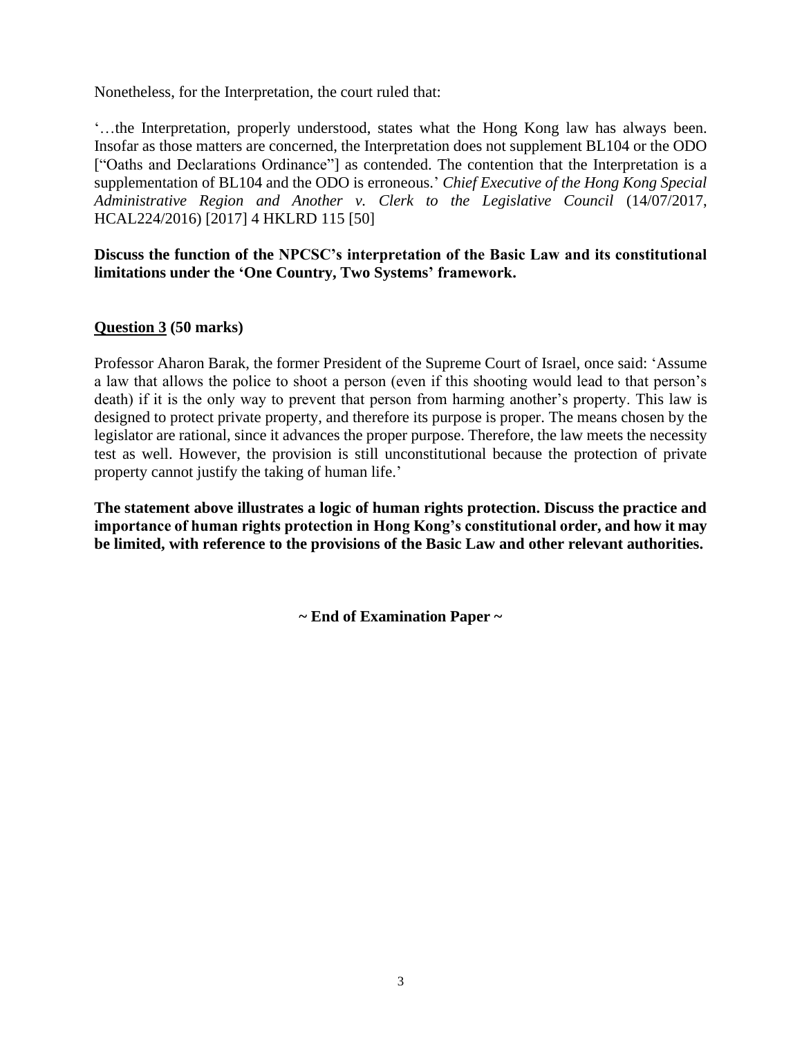Nonetheless, for the Interpretation, the court ruled that:

'…the Interpretation, properly understood, states what the Hong Kong law has always been. Insofar as those matters are concerned, the Interpretation does not supplement BL104 or the ODO ["Oaths and Declarations Ordinance"] as contended. The contention that the Interpretation is a supplementation of BL104 and the ODO is erroneous.' *Chief Executive of the Hong Kong Special Administrative Region and Another v. Clerk to the Legislative Council* (14/07/2017, HCAL224/2016) [2017] 4 HKLRD 115 [50]

**Discuss the function of the NPCSC's interpretation of the Basic Law and its constitutional limitations under the 'One Country, Two Systems' framework.**

**<u>Question 3</u> (50 marks)**

Professor Aharon Barak, the former President of the Supreme Court of Israel, once said: 'Assume a law that allows the police to shoot a person (even if this shooting would lead to that person's death) if it is the only way to prevent that person from harming another's property. This law is designed to protect private property, and therefore its purpose is proper. The means chosen by the legislator are rational, since it advances the proper purpose. Therefore, the law meets the necessity test as well. However, the provision is still unconstitutional because the protection of private property cannot justify the taking of human life.'

**The statement above illustrates a logic of human rights protection. Discuss the practice and importance of human rights protection in Hong Kong's constitutional order, and how it may be limited, with reference to the provisions of the Basic Law and other relevant authorities.**

**~ End of Examination Paper ~**